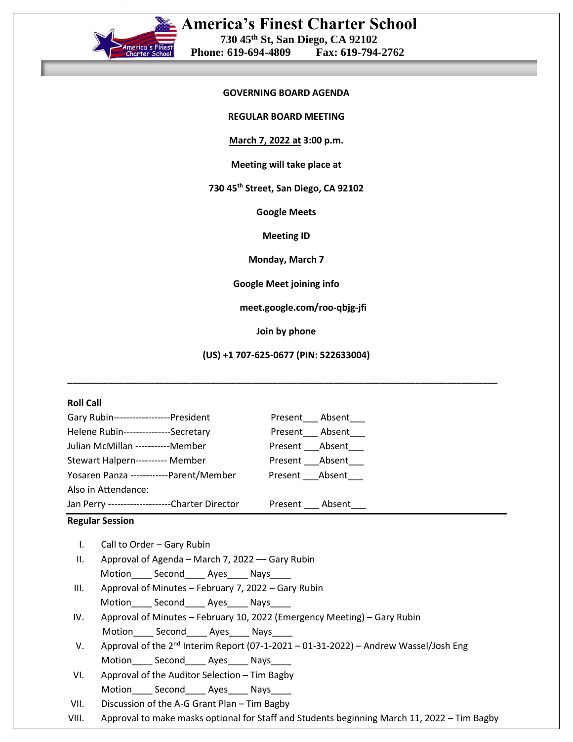# America's Finest Charter School

**730 45th St, San Diego, CA 92102**
**Phone: 619-694-4809 Fax: 619-794-2762**

**GOVERNING BOARD AGENDA**

**REGULAR BOARD MEETING**

**March 7, 2022 at 3:00 p.m.**

**Meeting will take place at**

**730 45th Street, San Diego, CA 92102**

**Google Meets**

**Meeting ID**

**Monday, March 7**

**Google Meet joining info**

**meet.google.com/roo-qbjg-jfi**

**Join by phone**

**(US) +1 707-625-0677 (PIN: 522633004)**

---

**Roll Call**

| | |
|---|---|
| Gary Rubin------------------President | Present___ Absent___ |
| Helene Rubin---------------Secretary | Present___ Absent___ |
| Julian McMillan -----------Member | Present ___Absent___ |
| Stewart Halpern---------- Member | Present ___Absent___ |
| Yosaren Panza ------------Parent/Member | Present ___Absent___ |
| Also in Attendance: | |
| Jan Perry --------------------Charter Director | Present ___ Absent___ |

**Regular Session**

I. Call to Order – Gary Rubin

II. Approval of Agenda – March 7, 2022 — Gary Rubin
Motion____ Second____ Ayes____ Nays____

III. Approval of Minutes – February 7, 2022 – Gary Rubin
Motion____ Second____ Ayes____ Nays____

IV. Approval of Minutes – February 10, 2022 (Emergency Meeting) – Gary Rubin
Motion____ Second____ Ayes____ Nays____

V. Approval of the 2nd Interim Report (07-1-2021 – 01-31-2022) – Andrew Wassel/Josh Eng
Motion____ Second____ Ayes____ Nays____

VI. Approval of the Auditor Selection – Tim Bagby
Motion____ Second____ Ayes____ Nays____

VII. Discussion of the A-G Grant Plan – Tim Bagby

VIII. Approval to make masks optional for Staff and Students beginning March 11, 2022 – Tim Bagby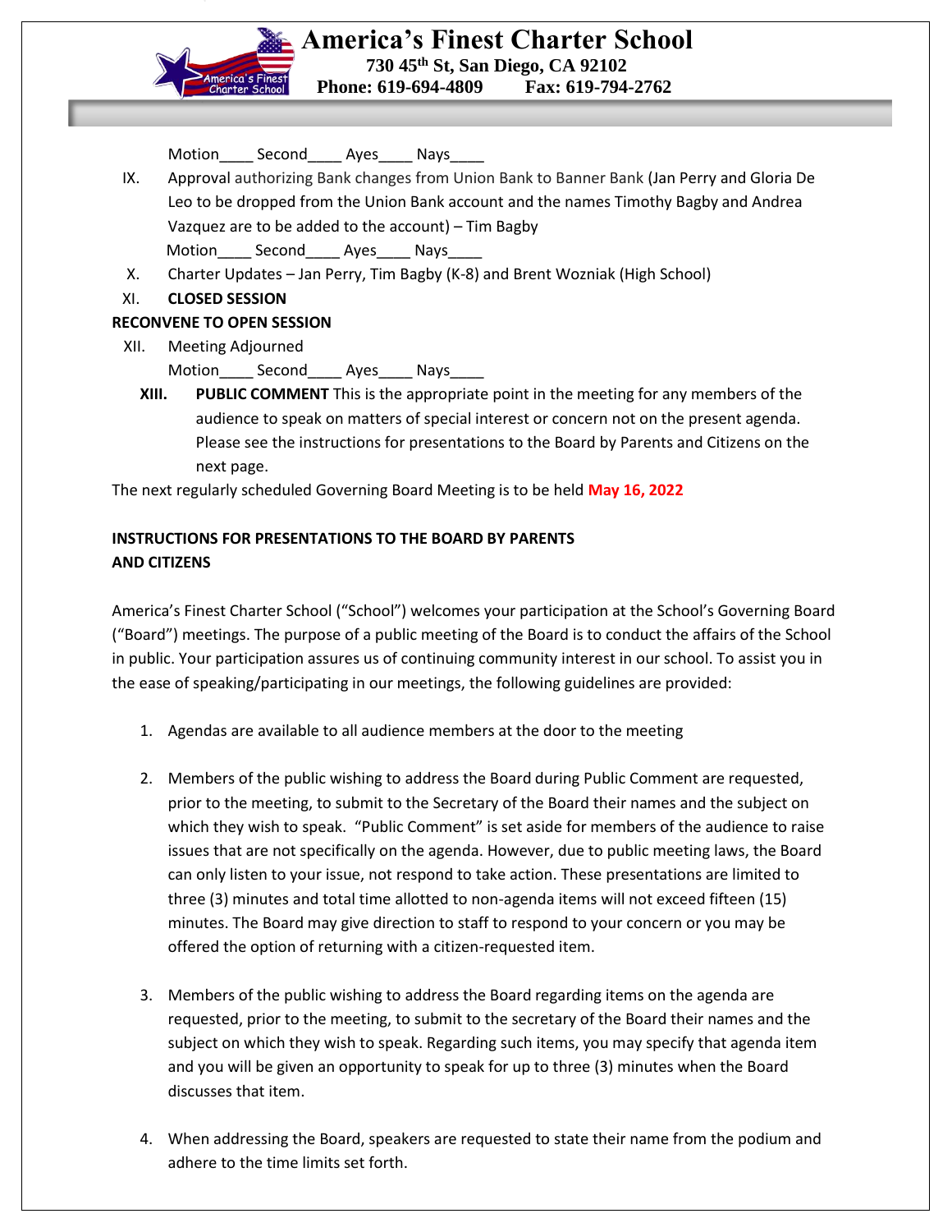Motion____ Second____ Ayes____ Nays____

IX. Approval authorizing Bank changes from Union Bank to Banner Bank (Jan Perry and Gloria De Leo to be dropped from the Union Bank account and the names Timothy Bagby and Andrea Vazquez are to be added to the account) – Tim Bagby

Motion____ Second____ Ayes____ Nays____

X. Charter Updates – Jan Perry, Tim Bagby (K-8) and Brent Wozniak (High School)

XI. **CLOSED SESSION**

**RECONVENE TO OPEN SESSION**

XII. Meeting Adjourned

Motion____ Second____ Ayes____ Nays____

**XIII. PUBLIC COMMENT** This is the appropriate point in the meeting for any members of the audience to speak on matters of special interest or concern not on the present agenda. Please see the instructions for presentations to the Board by Parents and Citizens on the next page.

The next regularly scheduled Governing Board Meeting is to be held **May 16, 2022**

**INSTRUCTIONS FOR PRESENTATIONS TO THE BOARD BY PARENTS AND CITIZENS**

America's Finest Charter School ("School") welcomes your participation at the School's Governing Board ("Board") meetings. The purpose of a public meeting of the Board is to conduct the affairs of the School in public. Your participation assures us of continuing community interest in our school. To assist you in the ease of speaking/participating in our meetings, the following guidelines are provided:

1. Agendas are available to all audience members at the door to the meeting

2. Members of the public wishing to address the Board during Public Comment are requested, prior to the meeting, to submit to the Secretary of the Board their names and the subject on which they wish to speak. "Public Comment" is set aside for members of the audience to raise issues that are not specifically on the agenda. However, due to public meeting laws, the Board can only listen to your issue, not respond to take action. These presentations are limited to three (3) minutes and total time allotted to non-agenda items will not exceed fifteen (15) minutes. The Board may give direction to staff to respond to your concern or you may be offered the option of returning with a citizen-requested item.

3. Members of the public wishing to address the Board regarding items on the agenda are requested, prior to the meeting, to submit to the secretary of the Board their names and the subject on which they wish to speak. Regarding such items, you may specify that agenda item and you will be given an opportunity to speak for up to three (3) minutes when the Board discusses that item.

4. When addressing the Board, speakers are requested to state their name from the podium and adhere to the time limits set forth.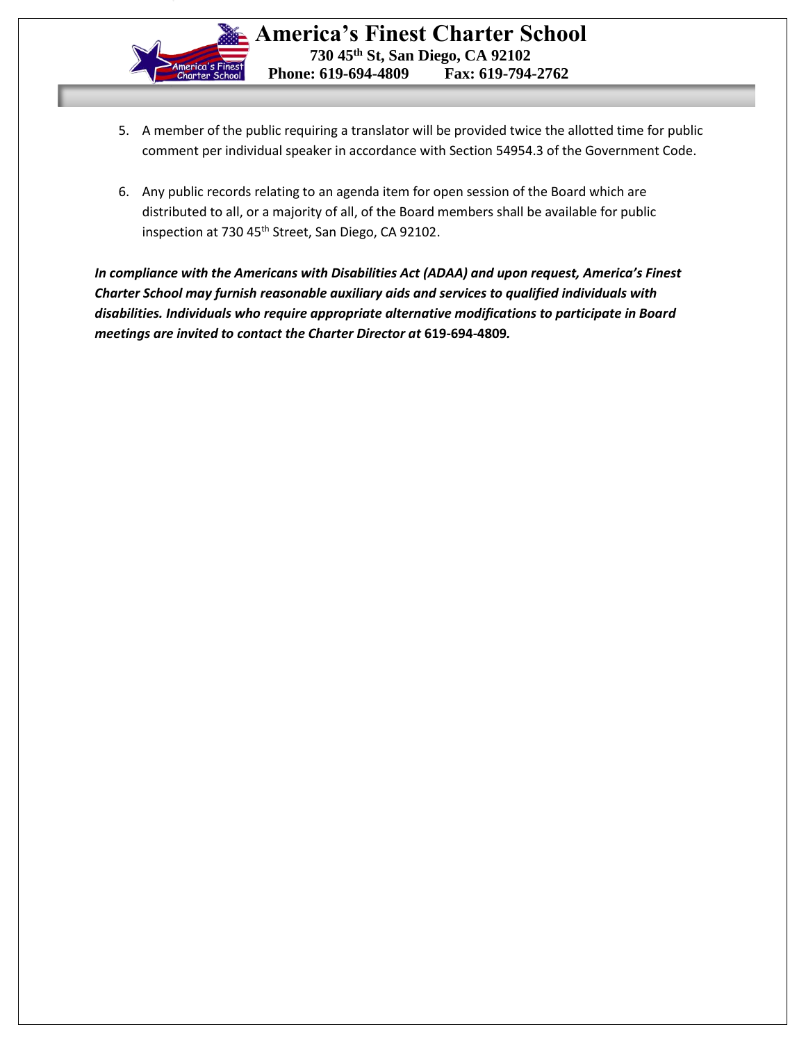5. A member of the public requiring a translator will be provided twice the allotted time for public comment per individual speaker in accordance with Section 54954.3 of the Government Code.

6. Any public records relating to an agenda item for open session of the Board which are distributed to all, or a majority of all, of the Board members shall be available for public inspection at 730 45th Street, San Diego, CA 92102.

***In compliance with the Americans with Disabilities Act (ADAA) and upon request, America's Finest Charter School may furnish reasonable auxiliary aids and services to qualified individuals with disabilities. Individuals who require appropriate alternative modifications to participate in Board meetings are invited to contact the Charter Director at 619-694-4809.***